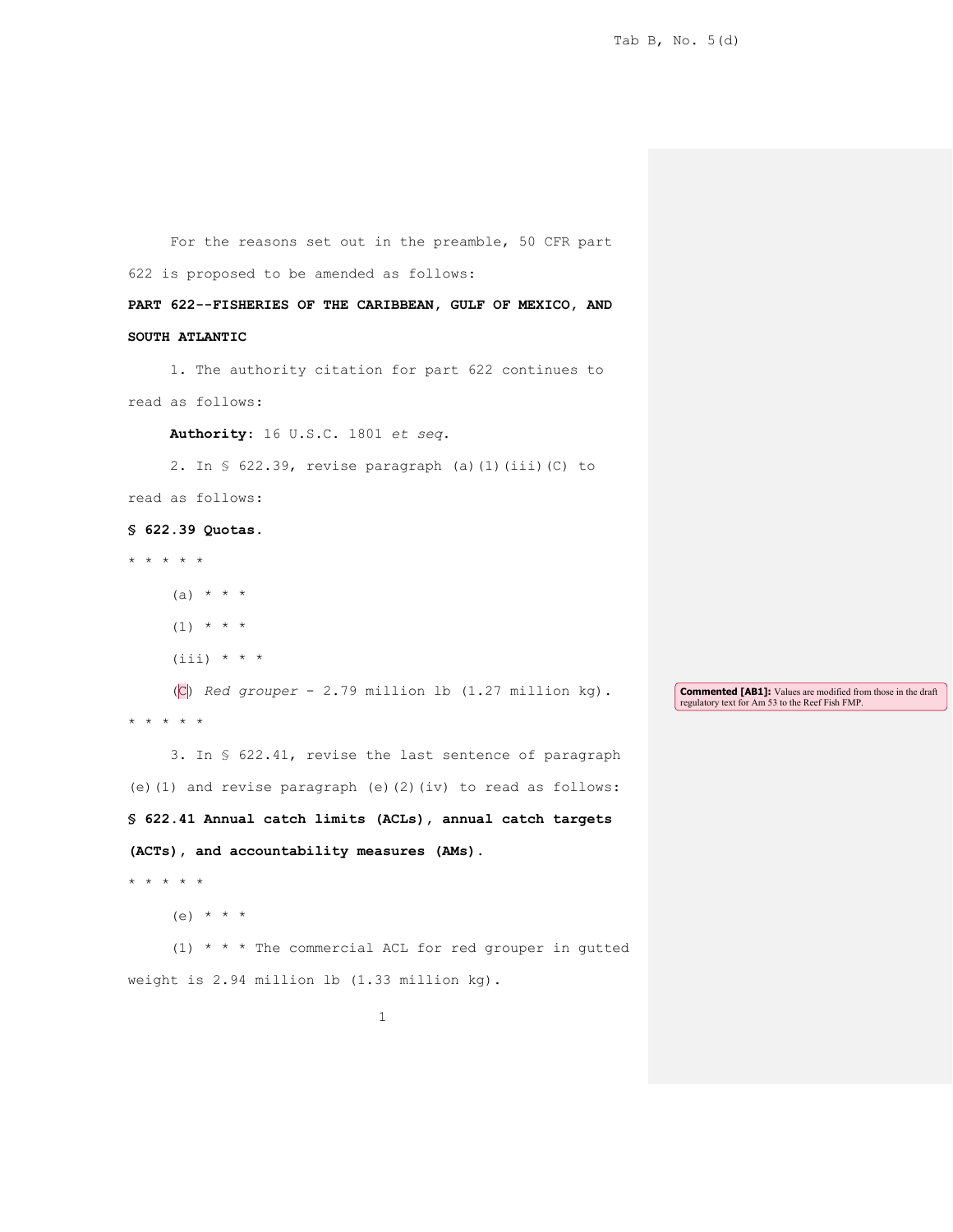For the reasons set out in the preamble, 50 CFR part 622 is proposed to be amended as follows:

**PART 622--FISHERIES OF THE CARIBBEAN, GULF OF MEXICO, AND SOUTH ATLANTIC**

1. The authority citation for part 622 continues to read as follows:

**Authority**: 16 U.S.C. 1801 *et seq*.

2. In § 622.39, revise paragraph (a)(1)(iii)(C) to read as follows:

**§ 622.39 Quotas.**

* * * * *

(a) * * *

(1) * * *

(iii) * * *

(C) *Red grouper* - 2.79 million lb (1.27 million kg).

**Commented [AB1]:** Values are modified from those in the draft regulatory text for Am 53 to the Reef Fish FMP.

* * * * *

3. In § 622.41, revise the last sentence of paragraph (e)(1) and revise paragraph (e)(2)(iv) to read as follows:

**§ 622.41 Annual catch limits (ACLs), annual catch targets (ACTs), and accountability measures (AMs).**

* * * * *

(e) * * *

(1) * * * The commercial ACL for red grouper in gutted weight is 2.94 million lb (1.33 million kg).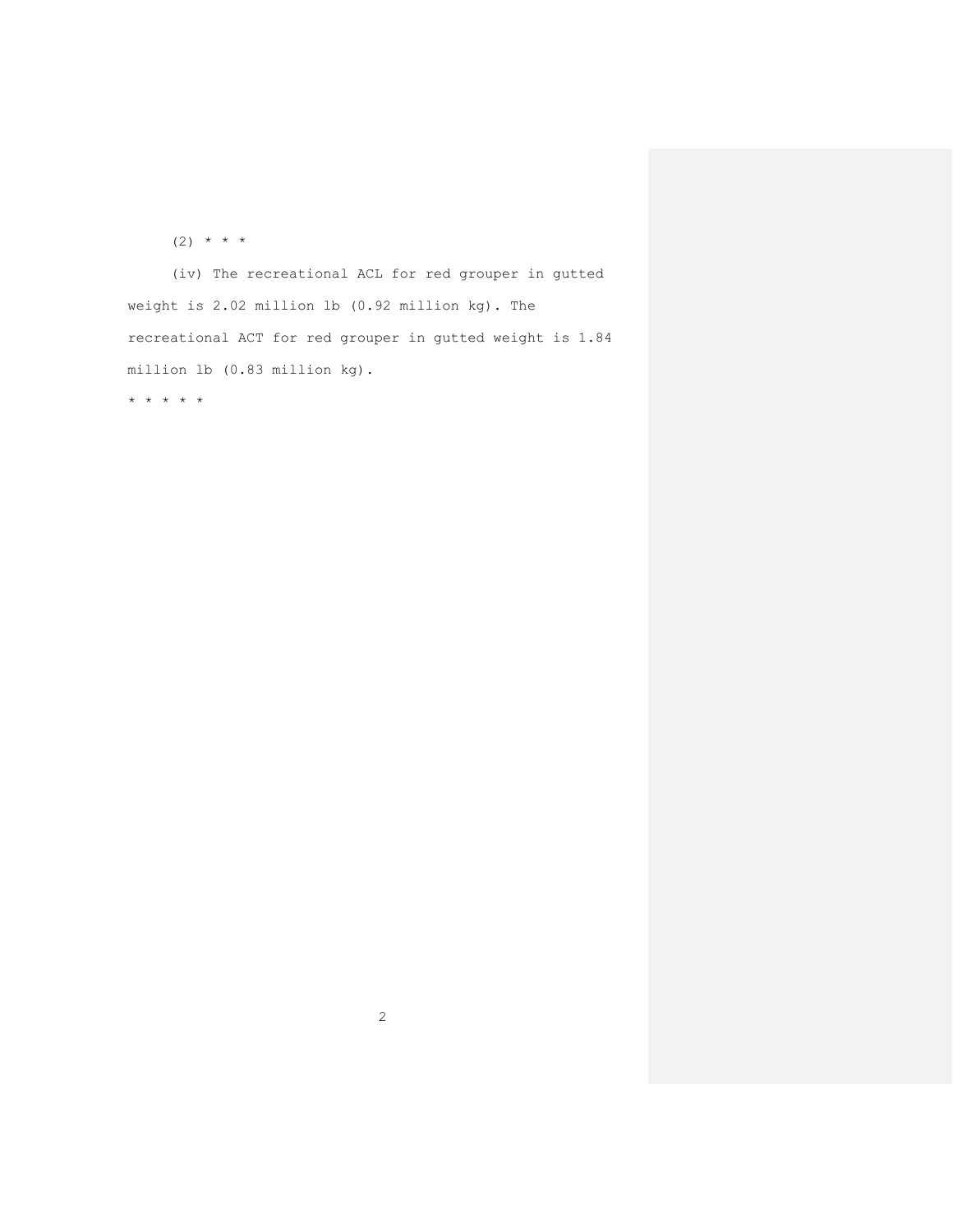(2) * * *

(iv) The recreational ACL for red grouper in gutted weight is 2.02 million lb (0.92 million kg). The recreational ACT for red grouper in gutted weight is 1.84 million lb (0.83 million kg).

* * * * *